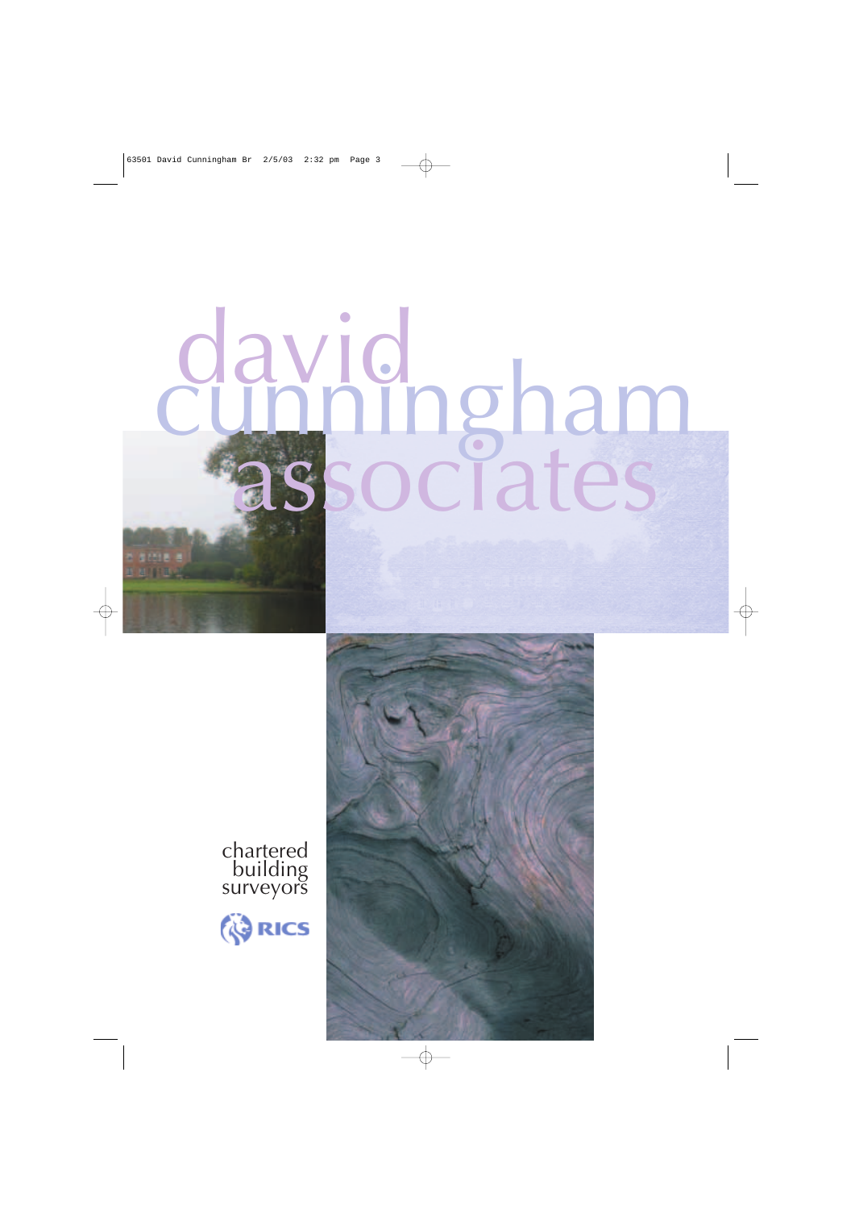# david cunningham associates

chartered
building
surveyors

RICS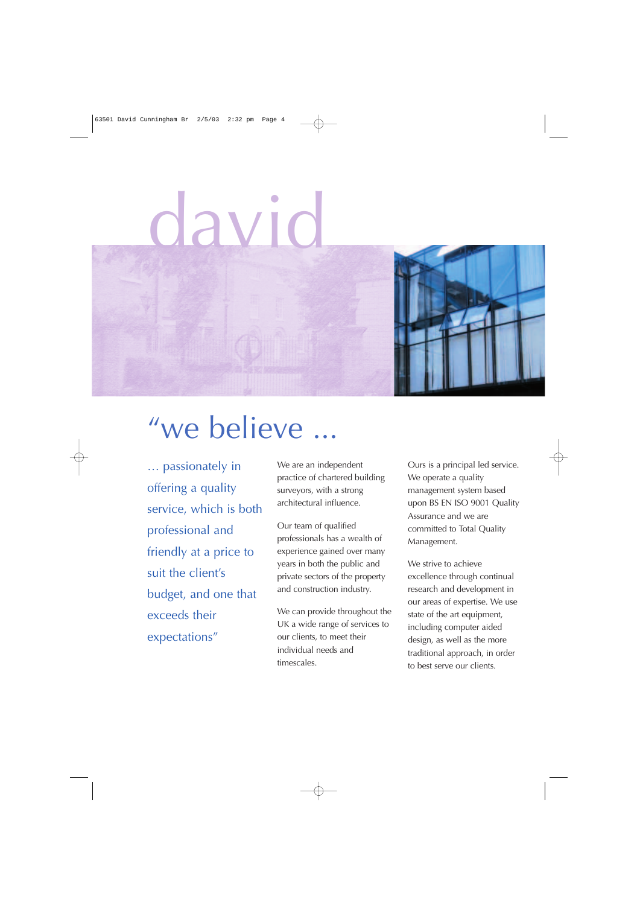# david

## “we believe ...

... passionately in offering a quality service, which is both professional and friendly at a price to suit the client’s budget, and one that exceeds their expectations”

We are an independent practice of chartered building surveyors, with a strong architectural influence.

Our team of qualified professionals has a wealth of experience gained over many years in both the public and private sectors of the property and construction industry.

We can provide throughout the UK a wide range of services to our clients, to meet their individual needs and timescales.

Ours is a principal led service. We operate a quality management system based upon BS EN ISO 9001 Quality Assurance and we are committed to Total Quality Management.

We strive to achieve excellence through continual research and development in our areas of expertise. We use state of the art equipment, including computer aided design, as well as the more traditional approach, in order to best serve our clients.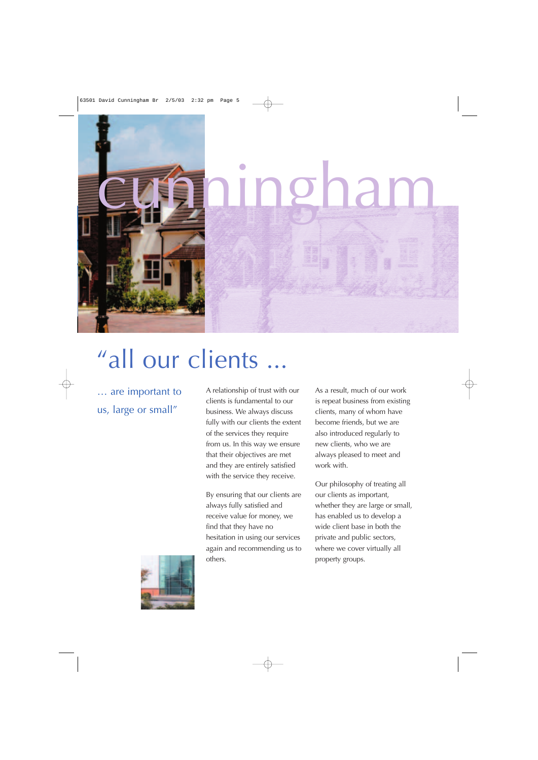cunningham

# “all our clients ...

... are important to us, large or small”

A relationship of trust with our clients is fundamental to our business. We always discuss fully with our clients the extent of the services they require from us. In this way we ensure that their objectives are met and they are entirely satisfied with the service they receive.

By ensuring that our clients are always fully satisfied and receive value for money, we find that they have no hesitation in using our services again and recommending us to others.

As a result, much of our work is repeat business from existing clients, many of whom have become friends, but we are also introduced regularly to new clients, who we are always pleased to meet and work with.

Our philosophy of treating all our clients as important, whether they are large or small, has enabled us to develop a wide client base in both the private and public sectors, where we cover virtually all property groups.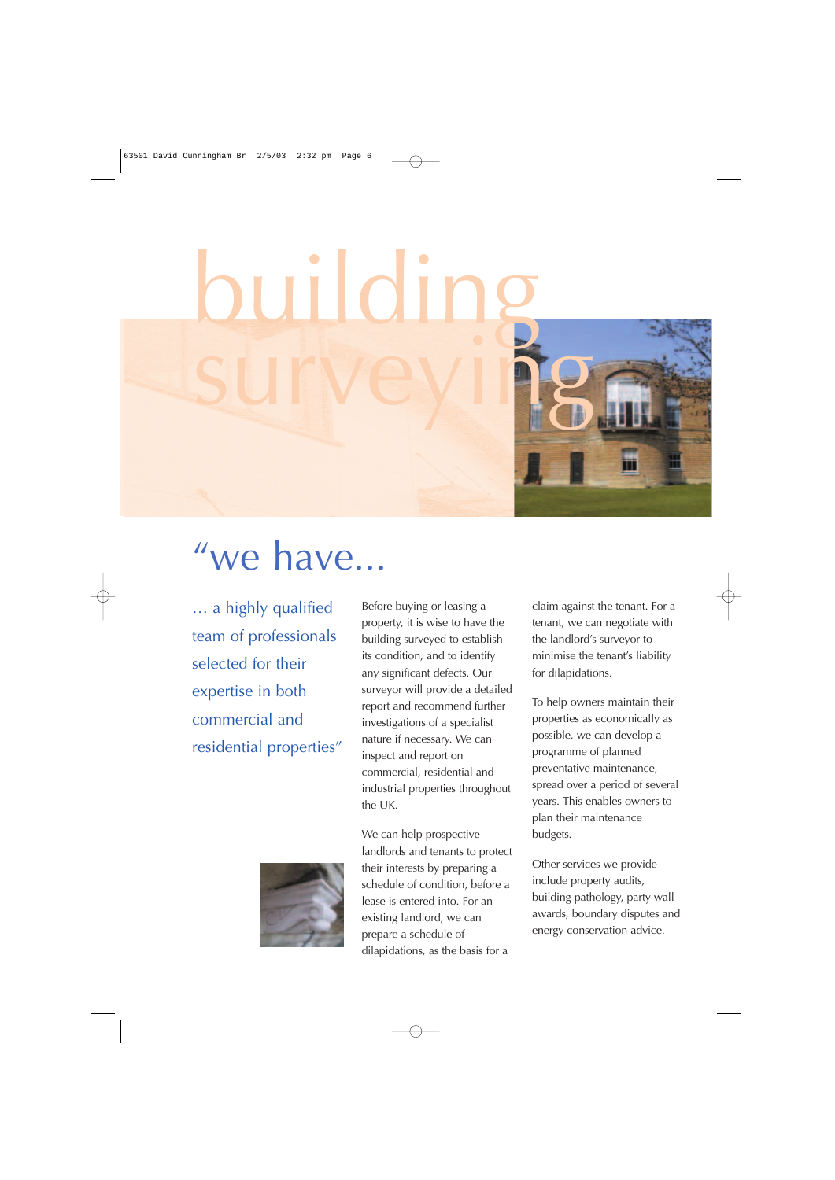# building surveying

## "we have...

... a highly qualified team of professionals selected for their expertise in both commercial and residential properties"

Before buying or leasing a property, it is wise to have the building surveyed to establish its condition, and to identify any significant defects. Our surveyor will provide a detailed report and recommend further investigations of a specialist nature if necessary. We can inspect and report on commercial, residential and industrial properties throughout the UK.

We can help prospective landlords and tenants to protect their interests by preparing a schedule of condition, before a lease is entered into. For an existing landlord, we can prepare a schedule of dilapidations, as the basis for a claim against the tenant. For a tenant, we can negotiate with the landlord's surveyor to minimise the tenant's liability for dilapidations.

To help owners maintain their properties as economically as possible, we can develop a programme of planned preventative maintenance, spread over a period of several years. This enables owners to plan their maintenance budgets.

Other services we provide include property audits, building pathology, party wall awards, boundary disputes and energy conservation advice.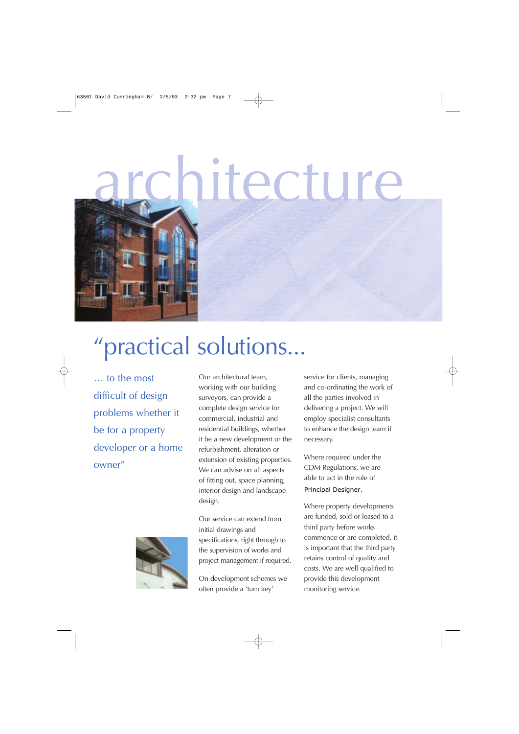# architecture

## “practical solutions...

*... to the most difficult of design problems whether it be for a property developer or a home owner”*

Our architectural team, working with our building surveyors, can provide a complete design service for commercial, industrial and residential buildings, whether it be a new development or the refurbishment, alteration or extension of existing properties. We can advise on all aspects of fitting out, space planning, interior design and landscape design.

Our service can extend from initial drawings and specifications, right through to the supervision of works and project management if required.

On development schemes we often provide a ‘turn key’ service for clients, managing and co-ordinating the work of all the parties involved in delivering a project. We will employ specialist consultants to enhance the design team if necessary.

Where required under the CDM Regulations, we are able to act in the role of Principal Designer.

Where property developments are funded, sold or leased to a third party before works commence or are completed, it is important that the third party retains control of quality and costs. We are well qualified to provide this development monitoring service.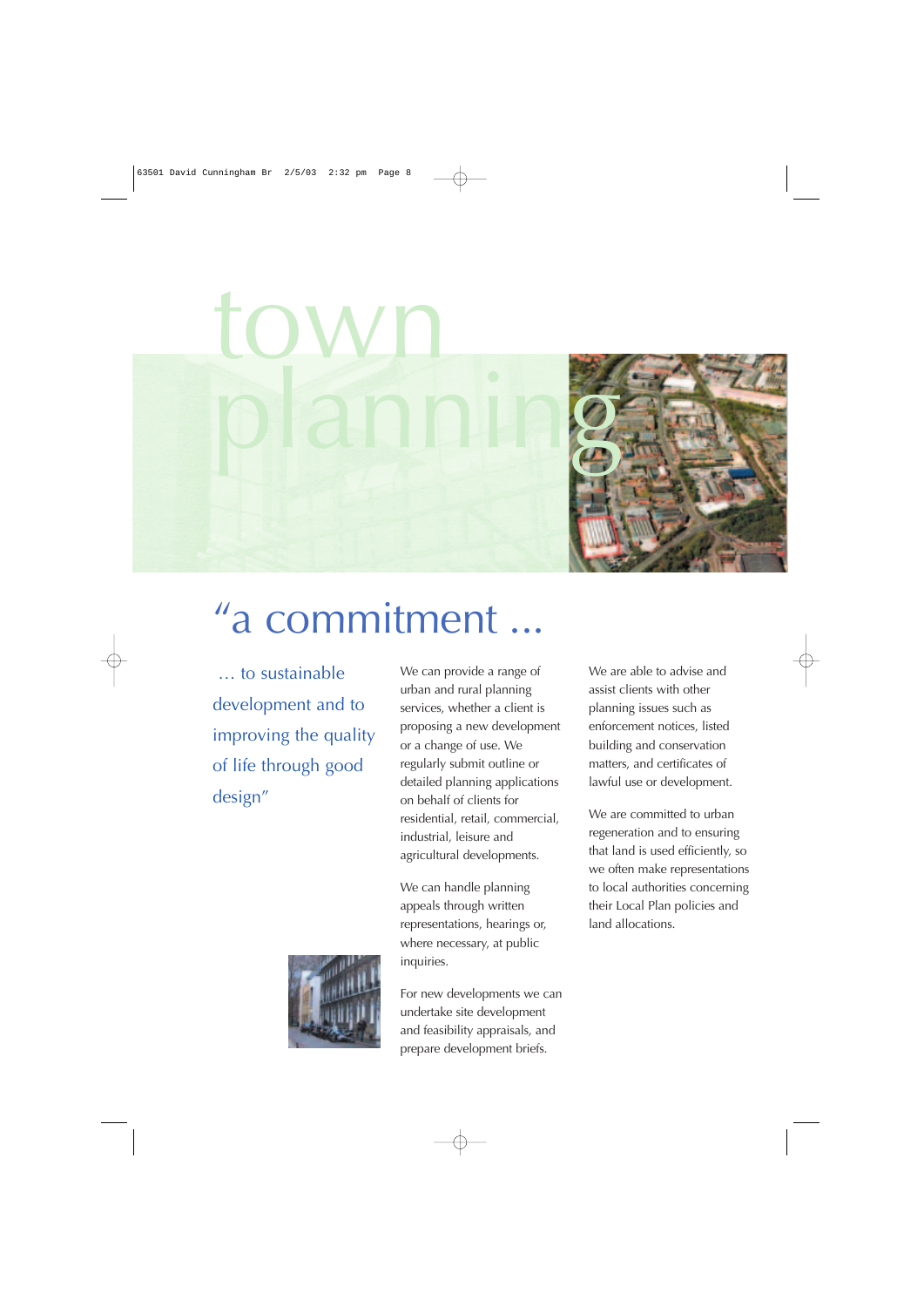# town planning

## “a commitment ...

... to sustainable development and to improving the quality of life through good design”

We can provide a range of urban and rural planning services, whether a client is proposing a new development or a change of use. We regularly submit outline or detailed planning applications on behalf of clients for residential, retail, commercial, industrial, leisure and agricultural developments.

We can handle planning appeals through written representations, hearings or, where necessary, at public inquiries.

For new developments we can undertake site development and feasibility appraisals, and prepare development briefs.

We are able to advise and assist clients with other planning issues such as enforcement notices, listed building and conservation matters, and certificates of lawful use or development.

We are committed to urban regeneration and to ensuring that land is used efficiently, so we often make representations to local authorities concerning their Local Plan policies and land allocations.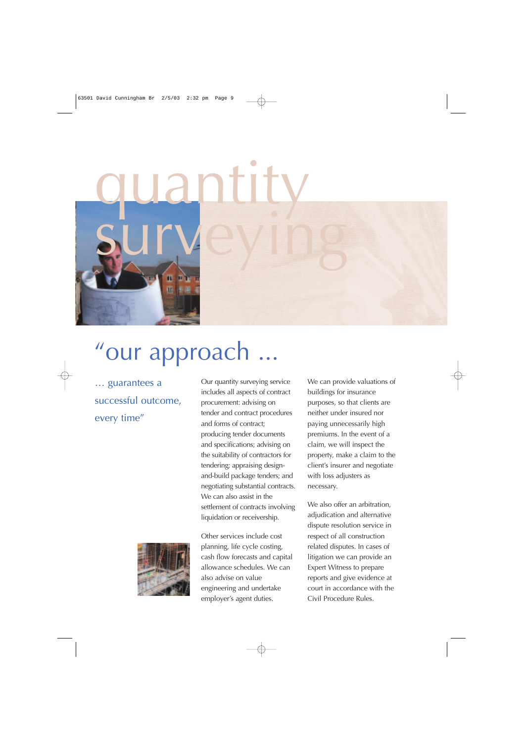# quantity surveying

## "our approach ...

... guarantees a successful outcome, every time"

Our quantity surveying service includes all aspects of contract procurement: advising on tender and contract procedures and forms of contract; producing tender documents and specifications; advising on the suitability of contractors for tendering; appraising design-and-build package tenders; and negotiating substantial contracts. We can also assist in the settlement of contracts involving liquidation or receivership.

Other services include cost planning, life cycle costing, cash flow forecasts and capital allowance schedules. We can also advise on value engineering and undertake employer's agent duties.

We can provide valuations of buildings for insurance purposes, so that clients are neither under insured nor paying unnecessarily high premiums. In the event of a claim, we will inspect the property, make a claim to the client's insurer and negotiate with loss adjusters as necessary.

We also offer an arbitration, adjudication and alternative dispute resolution service in respect of all construction related disputes. In cases of litigation we can provide an Expert Witness to prepare reports and give evidence at court in accordance with the Civil Procedure Rules.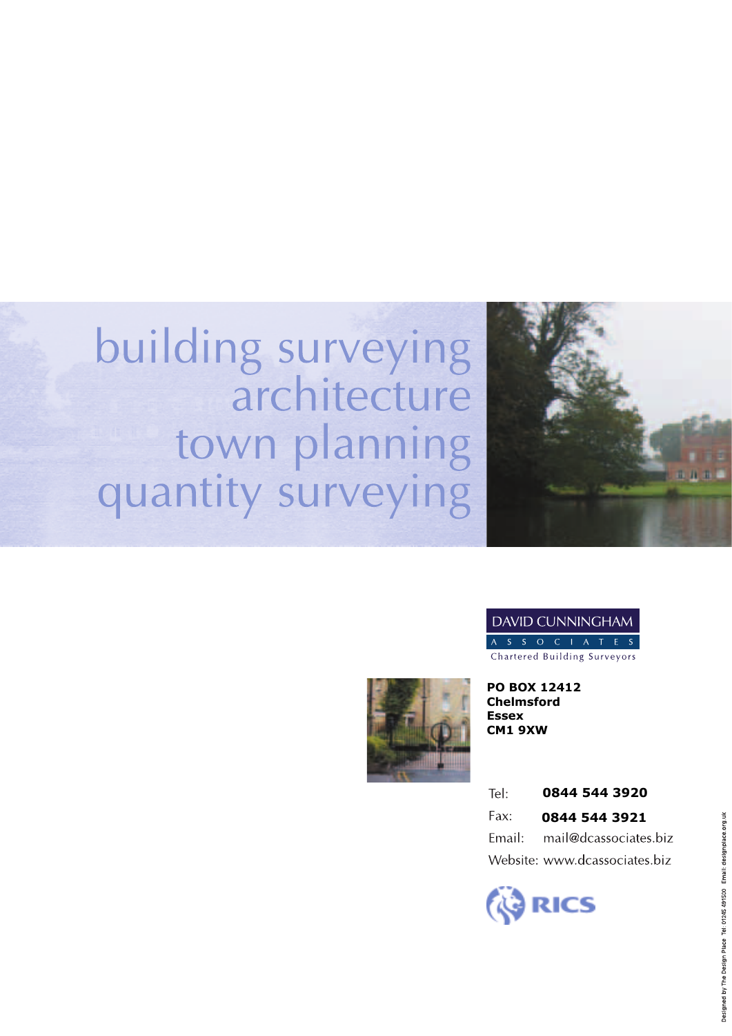building surveying
architecture
town planning
quantity surveying

DAVID CUNNINGHAM
ASSOCIATES
Chartered Building Surveyors

**PO BOX 12412**
**Chelmsford**
**Essex**
**CM1 9XW**

Tel: **0844 544 3920**
Fax: **0844 544 3921**
Email: mail@dcassociates.biz
Website: www.dcassociates.biz

RICS

Designed by The Design Place Tel: 01245 491500 Email: designplace.org.uk